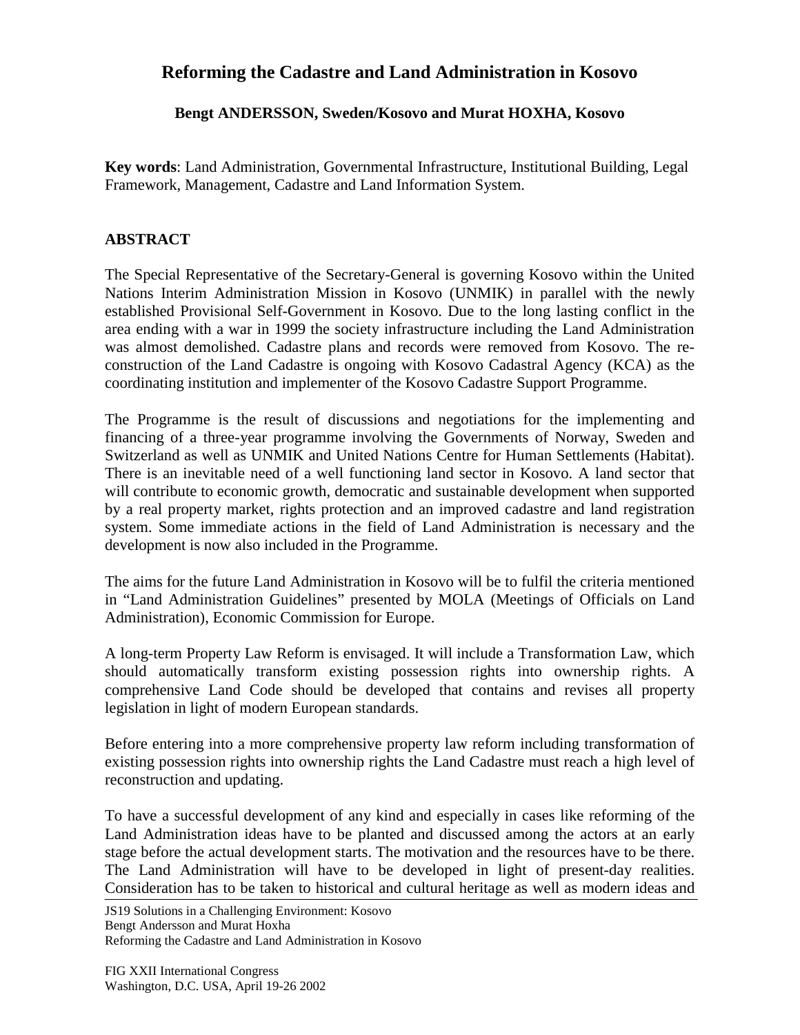# Reforming the Cadastre and Land Administration in Kosovo

**Bengt ANDERSSON, Sweden/Kosovo and Murat HOXHA, Kosovo**

**Key words**: Land Administration, Governmental Infrastructure, Institutional Building, Legal Framework, Management, Cadastre and Land Information System.

## ABSTRACT

The Special Representative of the Secretary-General is governing Kosovo within the United Nations Interim Administration Mission in Kosovo (UNMIK) in parallel with the newly established Provisional Self-Government in Kosovo. Due to the long lasting conflict in the area ending with a war in 1999 the society infrastructure including the Land Administration was almost demolished. Cadastre plans and records were removed from Kosovo. The re-construction of the Land Cadastre is ongoing with Kosovo Cadastral Agency (KCA) as the coordinating institution and implementer of the Kosovo Cadastre Support Programme.

The Programme is the result of discussions and negotiations for the implementing and financing of a three-year programme involving the Governments of Norway, Sweden and Switzerland as well as UNMIK and United Nations Centre for Human Settlements (Habitat). There is an inevitable need of a well functioning land sector in Kosovo. A land sector that will contribute to economic growth, democratic and sustainable development when supported by a real property market, rights protection and an improved cadastre and land registration system. Some immediate actions in the field of Land Administration is necessary and the development is now also included in the Programme.

The aims for the future Land Administration in Kosovo will be to fulfil the criteria mentioned in "Land Administration Guidelines" presented by MOLA (Meetings of Officials on Land Administration), Economic Commission for Europe.

A long-term Property Law Reform is envisaged. It will include a Transformation Law, which should automatically transform existing possession rights into ownership rights. A comprehensive Land Code should be developed that contains and revises all property legislation in light of modern European standards.

Before entering into a more comprehensive property law reform including transformation of existing possession rights into ownership rights the Land Cadastre must reach a high level of reconstruction and updating.

To have a successful development of any kind and especially in cases like reforming of the Land Administration ideas have to be planted and discussed among the actors at an early stage before the actual development starts. The motivation and the resources have to be there. The Land Administration will have to be developed in light of present-day realities. Consideration has to be taken to historical and cultural heritage as well as modern ideas and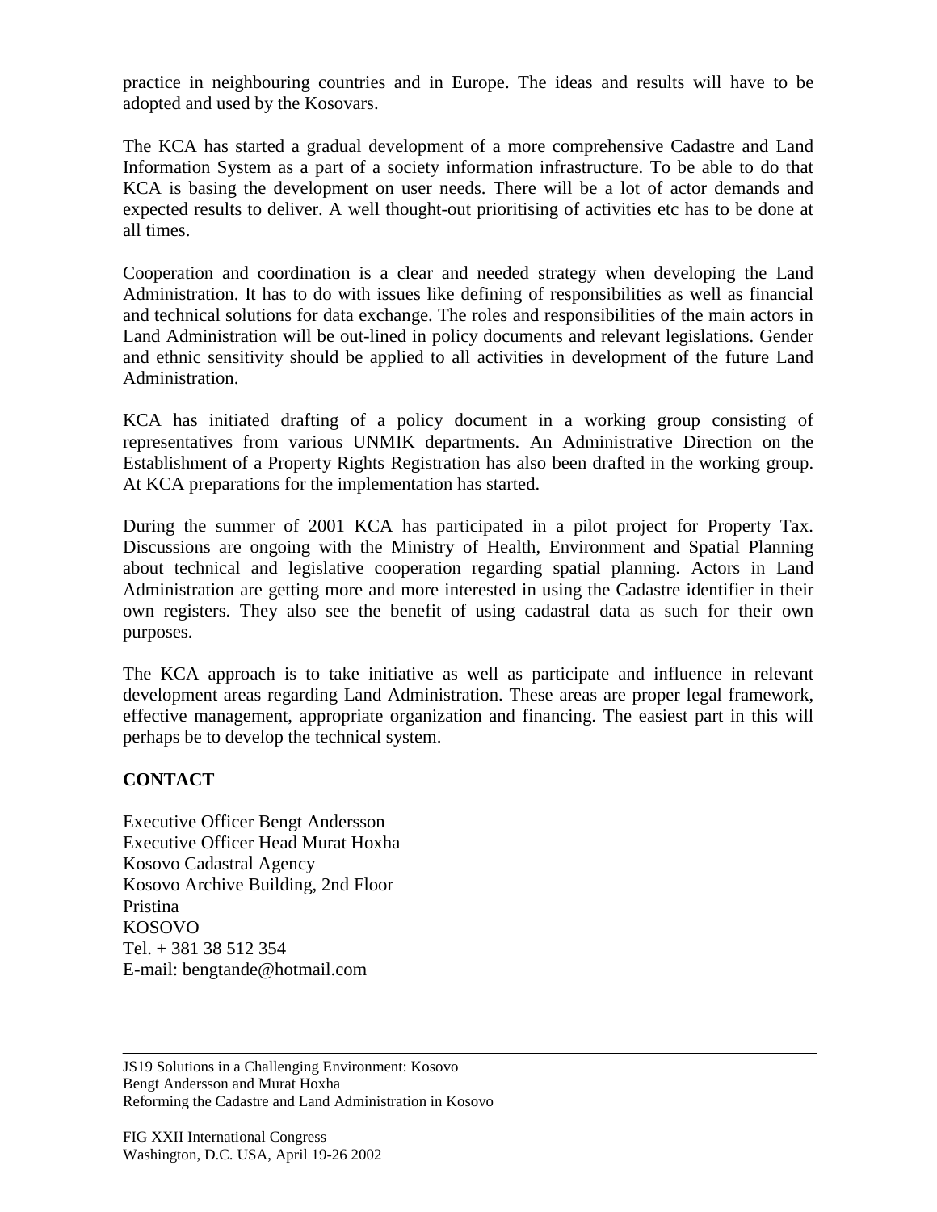practice in neighbouring countries and in Europe. The ideas and results will have to be adopted and used by the Kosovars.

The KCA has started a gradual development of a more comprehensive Cadastre and Land Information System as a part of a society information infrastructure. To be able to do that KCA is basing the development on user needs. There will be a lot of actor demands and expected results to deliver. A well thought-out prioritising of activities etc has to be done at all times.

Cooperation and coordination is a clear and needed strategy when developing the Land Administration. It has to do with issues like defining of responsibilities as well as financial and technical solutions for data exchange. The roles and responsibilities of the main actors in Land Administration will be out-lined in policy documents and relevant legislations. Gender and ethnic sensitivity should be applied to all activities in development of the future Land Administration.

KCA has initiated drafting of a policy document in a working group consisting of representatives from various UNMIK departments. An Administrative Direction on the Establishment of a Property Rights Registration has also been drafted in the working group. At KCA preparations for the implementation has started.

During the summer of 2001 KCA has participated in a pilot project for Property Tax. Discussions are ongoing with the Ministry of Health, Environment and Spatial Planning about technical and legislative cooperation regarding spatial planning. Actors in Land Administration are getting more and more interested in using the Cadastre identifier in their own registers. They also see the benefit of using cadastral data as such for their own purposes.

The KCA approach is to take initiative as well as participate and influence in relevant development areas regarding Land Administration. These areas are proper legal framework, effective management, appropriate organization and financing. The easiest part in this will perhaps be to develop the technical system.

## CONTACT

Executive Officer Bengt Andersson  
Executive Officer Head Murat Hoxha  
Kosovo Cadastral Agency  
Kosovo Archive Building, 2nd Floor  
Pristina  
KOSOVO  
Tel. + 381 38 512 354  
E-mail: bengtande@hotmail.com